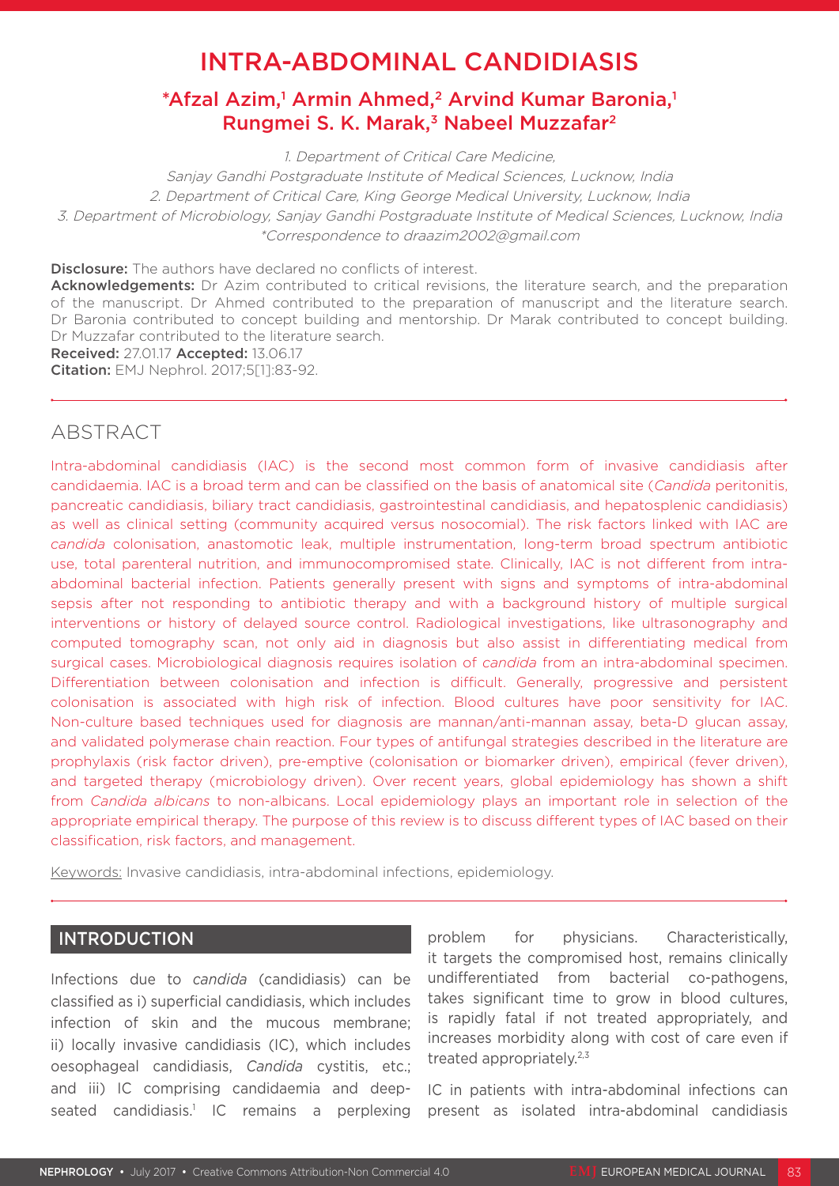# INTRA-ABDOMINAL CANDIDIASIS

## *Afzal Azim,[1] Armin Ahmed,[2] Arvind Kumar Baronia,[1] Rungmei S. K. Marak,[3] Nabeel Muzzafar[2]

1. Department of Critical Care Medicine, Sanjay Gandhi Postgraduate Institute of Medical Sciences, Lucknow, India
2. Department of Critical Care, King George Medical University, Lucknow, India
3. Department of Microbiology, Sanjay Gandhi Postgraduate Institute of Medical Sciences, Lucknow, India
*Correspondence to draazim2002@gmail.com

**Disclosure:** The authors have declared no conflicts of interest.
**Acknowledgements:** Dr Azim contributed to critical revisions, the literature search, and the preparation of the manuscript. Dr Ahmed contributed to the preparation of manuscript and the literature search. Dr Baronia contributed to concept building and mentorship. Dr Marak contributed to concept building. Dr Muzzafar contributed to the literature search.
**Received:** 27.01.17 **Accepted:** 13.06.17
**Citation:** EMJ Nephrol. 2017;5[1]:83-92.

## ABSTRACT

Intra-abdominal candidiasis (IAC) is the second most common form of invasive candidiasis after candidaemia. IAC is a broad term and can be classified on the basis of anatomical site (*Candida* peritonitis, pancreatic candidiasis, biliary tract candidiasis, gastrointestinal candidiasis, and hepatosplenic candidiasis) as well as clinical setting (community acquired versus nosocomial). The risk factors linked with IAC are *candida* colonisation, anastomotic leak, multiple instrumentation, long-term broad spectrum antibiotic use, total parenteral nutrition, and immunocompromised state. Clinically, IAC is not different from intra-abdominal bacterial infection. Patients generally present with signs and symptoms of intra-abdominal sepsis after not responding to antibiotic therapy and with a background history of multiple surgical interventions or history of delayed source control. Radiological investigations, like ultrasonography and computed tomography scan, not only aid in diagnosis but also assist in differentiating medical from surgical cases. Microbiological diagnosis requires isolation of *candida* from an intra-abdominal specimen. Differentiation between colonisation and infection is difficult. Generally, progressive and persistent colonisation is associated with high risk of infection. Blood cultures have poor sensitivity for IAC. Non-culture based techniques used for diagnosis are mannan/anti-mannan assay, beta-D glucan assay, and validated polymerase chain reaction. Four types of antifungal strategies described in the literature are prophylaxis (risk factor driven), pre-emptive (colonisation or biomarker driven), empirical (fever driven), and targeted therapy (microbiology driven). Over recent years, global epidemiology has shown a shift from *Candida albicans* to non-albicans. Local epidemiology plays an important role in selection of the appropriate empirical therapy. The purpose of this review is to discuss different types of IAC based on their classification, risk factors, and management.

Keywords: Invasive candidiasis, intra-abdominal infections, epidemiology.

## INTRODUCTION

Infections due to *candida* (candidiasis) can be classified as i) superficial candidiasis, which includes infection of skin and the mucous membrane; ii) locally invasive candidiasis (IC), which includes oesophageal candidiasis, *Candida* cystitis, etc.; and iii) IC comprising candidaemia and deep-seated candidiasis.[1] IC remains a perplexing problem for physicians. Characteristically, it targets the compromised host, remains clinically undifferentiated from bacterial co-pathogens, takes significant time to grow in blood cultures, is rapidly fatal if not treated appropriately, and increases morbidity along with cost of care even if treated appropriately.[2,3]

IC in patients with intra-abdominal infections can present as isolated intra-abdominal candidiasis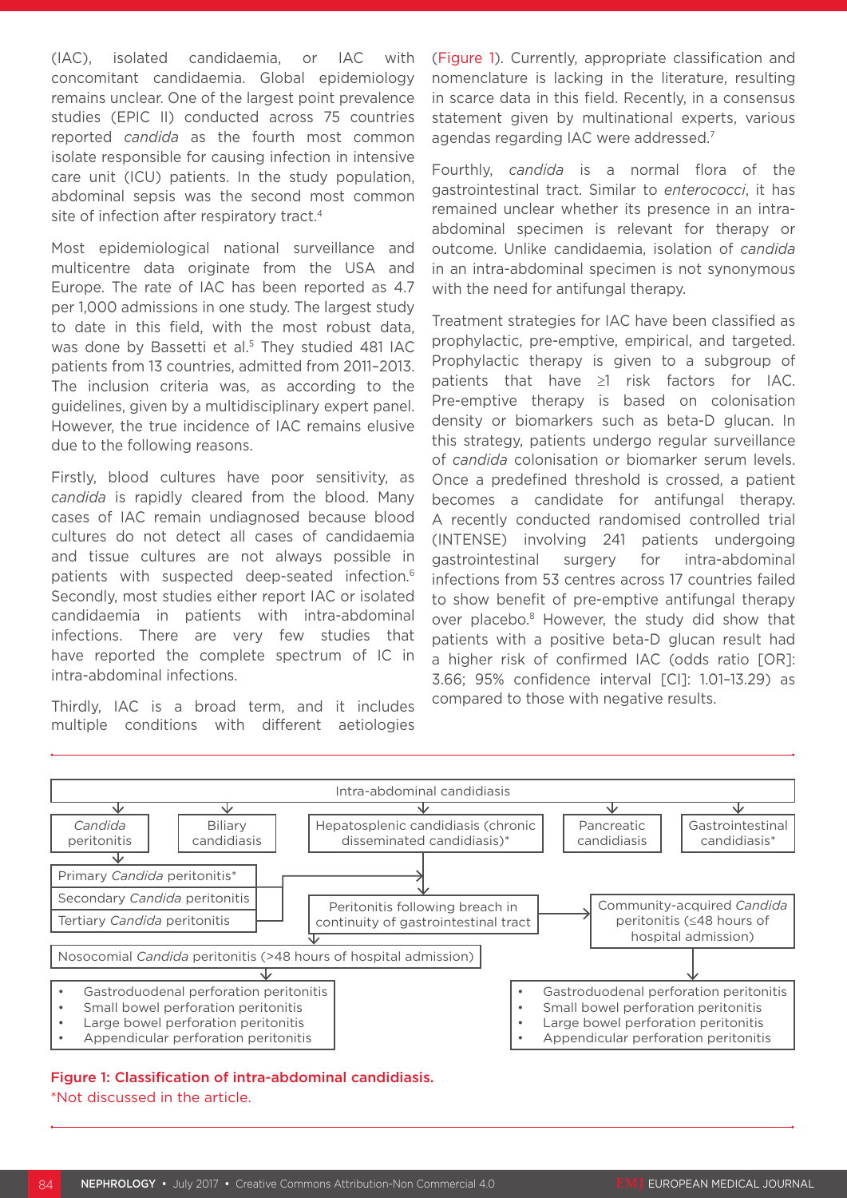(IAC), isolated candidaemia, or IAC with concomitant candidaemia. Global epidemiology remains unclear. One of the largest point prevalence studies (EPIC II) conducted across 75 countries reported *candida* as the fourth most common isolate responsible for causing infection in intensive care unit (ICU) patients. In the study population, abdominal sepsis was the second most common site of infection after respiratory tract.[4]

Most epidemiological national surveillance and multicentre data originate from the USA and Europe. The rate of IAC has been reported as 4.7 per 1,000 admissions in one study. The largest study to date in this field, with the most robust data, was done by Bassetti et al.[5] They studied 481 IAC patients from 13 countries, admitted from 2011–2013. The inclusion criteria was, as according to the guidelines, given by a multidisciplinary expert panel. However, the true incidence of IAC remains elusive due to the following reasons.

Firstly, blood cultures have poor sensitivity, as *candida* is rapidly cleared from the blood. Many cases of IAC remain undiagnosed because blood cultures do not detect all cases of candidaemia and tissue cultures are not always possible in patients with suspected deep-seated infection.[6] Secondly, most studies either report IAC or isolated candidaemia in patients with intra-abdominal infections. There are very few studies that have reported the complete spectrum of IC in intra-abdominal infections.

Thirdly, IAC is a broad term, and it includes multiple conditions with different aetiologies (Figure 1). Currently, appropriate classification and nomenclature is lacking in the literature, resulting in scarce data in this field. Recently, in a consensus statement given by multinational experts, various agendas regarding IAC were addressed.[7]

Fourthly, *candida* is a normal flora of the gastrointestinal tract. Similar to *enterococci*, it has remained unclear whether its presence in an intra-abdominal specimen is relevant for therapy or outcome. Unlike candidaemia, isolation of *candida* in an intra-abdominal specimen is not synonymous with the need for antifungal therapy.

Treatment strategies for IAC have been classified as prophylactic, pre-emptive, empirical, and targeted. Prophylactic therapy is given to a subgroup of patients that have ≥1 risk factors for IAC. Pre-emptive therapy is based on colonisation density or biomarkers such as beta-D glucan. In this strategy, patients undergo regular surveillance of *candida* colonisation or biomarker serum levels. Once a predefined threshold is crossed, a patient becomes a candidate for antifungal therapy. A recently conducted randomised controlled trial (INTENSE) involving 241 patients undergoing gastrointestinal surgery for intra-abdominal infections from 53 centres across 17 countries failed to show benefit of pre-emptive antifungal therapy over placebo.[8] However, the study did show that patients with a positive beta-D glucan result had a higher risk of confirmed IAC (odds ratio [OR]: 3.66; 95% confidence interval [CI]: 1.01–13.29) as compared to those with negative results.

Intra-abdominal candidiasis
- *Candida* peritonitis
  - Primary *Candida* peritonitis*
  - Secondary *Candida* peritonitis
  - Tertiary *Candida* peritonitis
- Biliary candidiasis
- Hepatosplenic candidiasis (chronic disseminated candidiasis)*
- Pancreatic candidiasis
- Gastrointestinal candidiasis*

Peritonitis following breach in continuity of gastrointestinal tract
- Nosocomial *Candida* peritonitis (>48 hours of hospital admission)
  - Gastroduodenal perforation peritonitis
  - Small bowel perforation peritonitis
  - Large bowel perforation peritonitis
  - Appendicular perforation peritonitis
- Community-acquired *Candida* peritonitis (≤48 hours of hospital admission)
  - Gastroduodenal perforation peritonitis
  - Small bowel perforation peritonitis
  - Large bowel perforation peritonitis
  - Appendicular perforation peritonitis

**Figure 1: Classification of intra-abdominal candidiasis.**
*Not discussed in the article.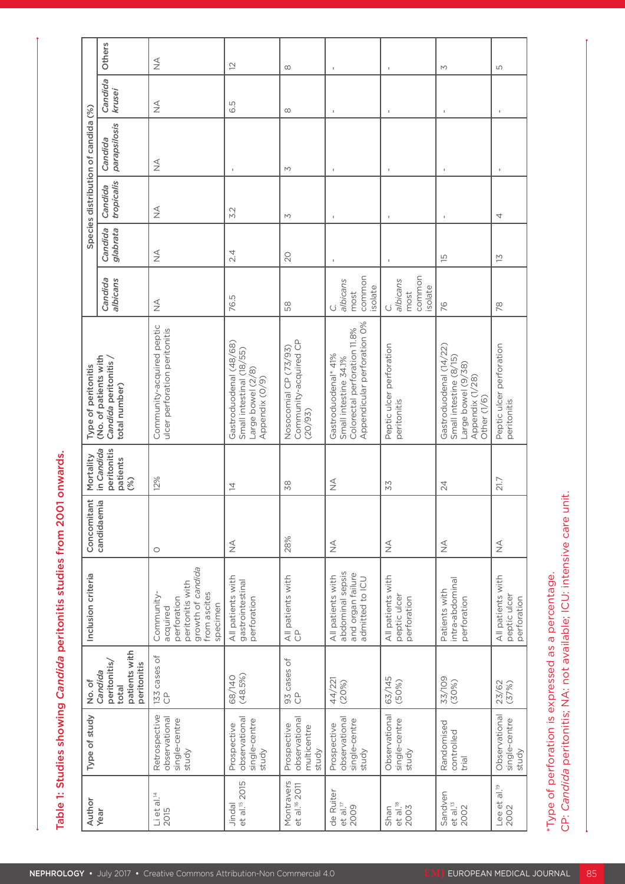Table 1: Studies showing *Candida* peritonitis studies from 2001 onwards.

| Author Year | Type of study | No. of *Candida* peritonitis/ total patients with peritonitis | Inclusion criteria | Concomitant candidaemia | Mortality in *Candida* peritonitis patients (%) | Type of peritonitis (No. of patients with *Candida* peritonitis / total number) | Species distribution of candida (%) | | | | | |
|---|---|---|---|---|---|---|---|---|---|---|---|---|
| | | | | | | | *Candida albicans* | *Candida glabrata* | *Candida tropicalis* | *Candida parapsilosis* | *Candida krusei* | Others |
| Li et al.[14] 2015 | Retrospective observational single-centre study | 133 cases of CP | Community-acquired perforation peritonitis with growth of *candida* from ascites specimen | 0 | 12% | Community-acquired peptic ulcer perforation peritonitis | NA | NA | NA | NA | NA | NA |
| Jindal et al.[15] 2015 | Prospective observational single-centre study | 68/140 (48.5%) | All patients with gastrointestinal perforation | NA | 14 | Gastroduodenal (48/68) Small intestinal (18/55) Large bowel (2/8) Appendix (0/9) | 76.5 | 2.4 | 3.2 | - | 6.5 | 12 |
| Montravers et al.[16] 2011 | Prospective observational multicentre study | 93 cases of CP | All patients with CP | 28% | 38 | Nosocomial CP (73/93) Community-acquired CP (20/93) | 58 | 20 | 3 | 3 | 8 | 8 |
| de Ruiter et al.[17] 2009 | Prospective observational single-centre study | 44/221 (20%) | All patients with abdominal sepsis and organ failure admitted to ICU | NA | NA | Gastroduodenal* 41% Small intestine 34.1% Colorectal perforation 11.8% Appendicular perforation 0% | *C. albicans* most common isolate | - | - | - | - | - |
| Shan et al.[18] 2003 | Observational single-centre study | 63/145 (50%) | All patients with peptic ulcer perforation | NA | 33 | Peptic ulcer perforation peritonitis | *C. albicans* most common isolate | - | - | - | - | - |
| Sandven et al.[13] 2002 | Randomised controlled trial | 33/109 (30%) | Patients with intra-abdominal perforation | NA | 24 | Gastroduodenal (14/22) Small intestine (8/15) Large bowel (9/38) Appendix (1/28) Other (1/6) | 76 | 15 | - | - | - | 3 |
| Lee et al.[19] 2002 | Observational single-centre study | 23/62 (37%) | All patients with peptic ulcer perforation | NA | 21.7 | Peptic ulcer perforation peritonitis | 78 | 13 | 4 | - | - | 5 |

*Type of perforation is expressed as a percentage.
CP: *Candida* peritonitis; NA: not available; ICU: intensive care unit.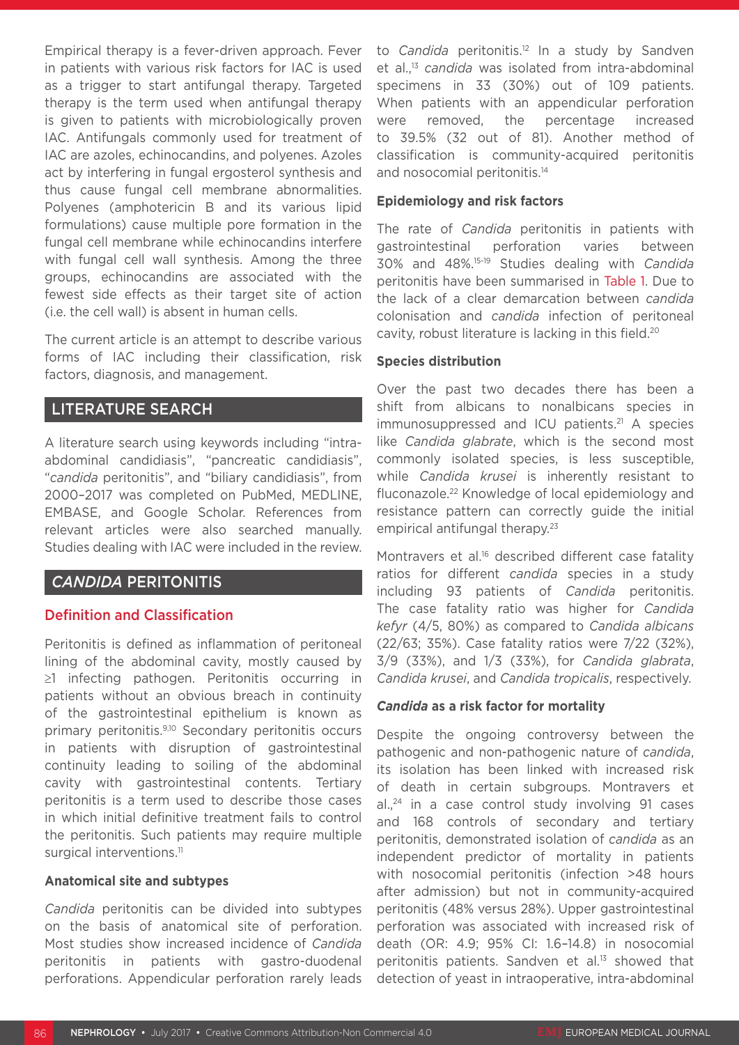Empirical therapy is a fever-driven approach. Fever in patients with various risk factors for IAC is used as a trigger to start antifungal therapy. Targeted therapy is the term used when antifungal therapy is given to patients with microbiologically proven IAC. Antifungals commonly used for treatment of IAC are azoles, echinocandins, and polyenes. Azoles act by interfering in fungal ergosterol synthesis and thus cause fungal cell membrane abnormalities. Polyenes (amphotericin B and its various lipid formulations) cause multiple pore formation in the fungal cell membrane while echinocandins interfere with fungal cell wall synthesis. Among the three groups, echinocandins are associated with the fewest side effects as their target site of action (i.e. the cell wall) is absent in human cells.

The current article is an attempt to describe various forms of IAC including their classification, risk factors, diagnosis, and management.

## LITERATURE SEARCH

A literature search using keywords including "intra-abdominal candidiasis", "pancreatic candidiasis", "*candida* peritonitis", and "biliary candidiasis", from 2000–2017 was completed on PubMed, MEDLINE, EMBASE, and Google Scholar. References from relevant articles were also searched manually. Studies dealing with IAC were included in the review.

## *CANDIDA* PERITONITIS

### Definition and Classification

Peritonitis is defined as inflammation of peritoneal lining of the abdominal cavity, mostly caused by ≥1 infecting pathogen. Peritonitis occurring in patients without an obvious breach in continuity of the gastrointestinal epithelium is known as primary peritonitis.[9,10] Secondary peritonitis occurs in patients with disruption of gastrointestinal continuity leading to soiling of the abdominal cavity with gastrointestinal contents. Tertiary peritonitis is a term used to describe those cases in which initial definitive treatment fails to control the peritonitis. Such patients may require multiple surgical interventions.[11]

#### Anatomical site and subtypes

*Candida* peritonitis can be divided into subtypes on the basis of anatomical site of perforation. Most studies show increased incidence of *Candida* peritonitis in patients with gastro-duodenal perforations. Appendicular perforation rarely leads to *Candida* peritonitis.[12] In a study by Sandven et al.,[13] *candida* was isolated from intra-abdominal specimens in 33 (30%) out of 109 patients. When patients with an appendicular perforation were removed, the percentage increased to 39.5% (32 out of 81). Another method of classification is community-acquired peritonitis and nosocomial peritonitis.[14]

#### Epidemiology and risk factors

The rate of *Candida* peritonitis in patients with gastrointestinal perforation varies between 30% and 48%.[15-19] Studies dealing with *Candida* peritonitis have been summarised in Table 1. Due to the lack of a clear demarcation between *candida* colonisation and *candida* infection of peritoneal cavity, robust literature is lacking in this field.[20]

#### Species distribution

Over the past two decades there has been a shift from albicans to nonalbicans species in immunosuppressed and ICU patients.[21] A species like *Candida glabrate*, which is the second most commonly isolated species, is less susceptible, while *Candida krusei* is inherently resistant to fluconazole.[22] Knowledge of local epidemiology and resistance pattern can correctly guide the initial empirical antifungal therapy.[23]

Montravers et al.[16] described different case fatality ratios for different *candida* species in a study including 93 patients of *Candida* peritonitis. The case fatality ratio was higher for *Candida kefyr* (4/5, 80%) as compared to *Candida albicans* (22/63; 35%). Case fatality ratios were 7/22 (32%), 3/9 (33%), and 1/3 (33%), for *Candida glabrata*, *Candida krusei*, and *Candida tropicalis*, respectively.

#### *Candida* as a risk factor for mortality

Despite the ongoing controversy between the pathogenic and non-pathogenic nature of *candida*, its isolation has been linked with increased risk of death in certain subgroups. Montravers et al.,[24] in a case control study involving 91 cases and 168 controls of secondary and tertiary peritonitis, demonstrated isolation of *candida* as an independent predictor of mortality in patients with nosocomial peritonitis (infection >48 hours after admission) but not in community-acquired peritonitis (48% versus 28%). Upper gastrointestinal perforation was associated with increased risk of death (OR: 4.9; 95% CI: 1.6–14.8) in nosocomial peritonitis patients. Sandven et al.[13] showed that detection of yeast in intraoperative, intra-abdominal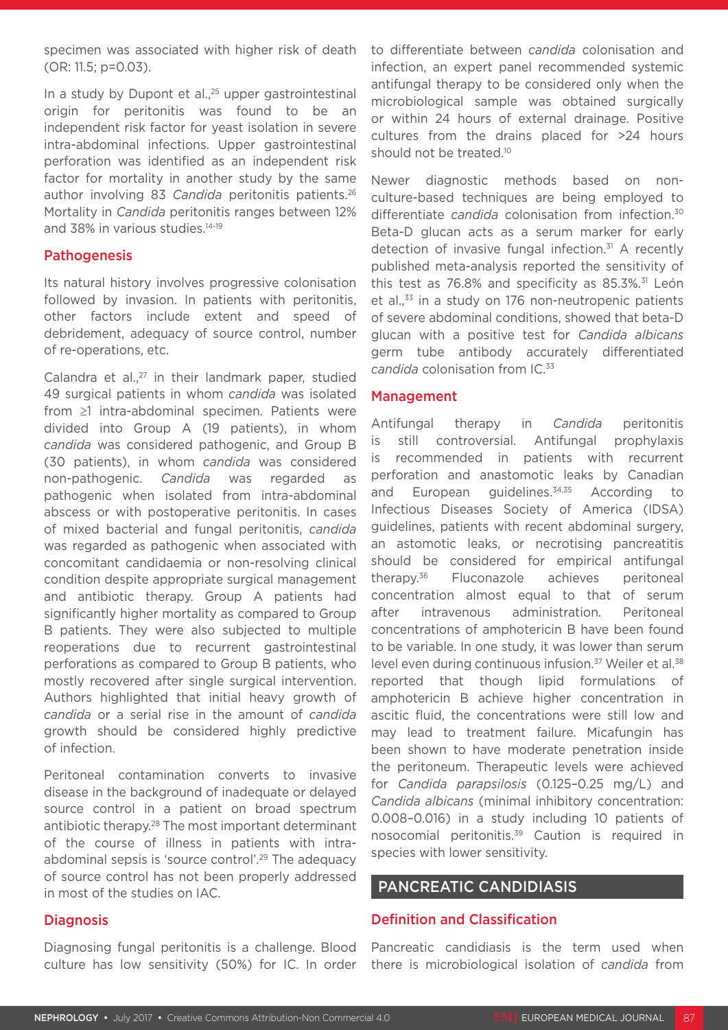specimen was associated with higher risk of death (OR: 11.5; p=0.03).

In a study by Dupont et al.,[25] upper gastrointestinal origin for peritonitis was found to be an independent risk factor for yeast isolation in severe intra-abdominal infections. Upper gastrointestinal perforation was identified as an independent risk factor for mortality in another study by the same author involving 83 *Candida* peritonitis patients.[26] Mortality in *Candida* peritonitis ranges between 12% and 38% in various studies.[14-19]

## Pathogenesis

Its natural history involves progressive colonisation followed by invasion. In patients with peritonitis, other factors include extent and speed of debridement, adequacy of source control, number of re-operations, etc.

Calandra et al.,[27] in their landmark paper, studied 49 surgical patients in whom *candida* was isolated from ≥1 intra-abdominal specimen. Patients were divided into Group A (19 patients), in whom *candida* was considered pathogenic, and Group B (30 patients), in whom *candida* was considered non-pathogenic. *Candida* was regarded as pathogenic when isolated from intra-abdominal abscess or with postoperative peritonitis. In cases of mixed bacterial and fungal peritonitis, *candida* was regarded as pathogenic when associated with concomitant candidaemia or non-resolving clinical condition despite appropriate surgical management and antibiotic therapy. Group A patients had significantly higher mortality as compared to Group B patients. They were also subjected to multiple reoperations due to recurrent gastrointestinal perforations as compared to Group B patients, who mostly recovered after single surgical intervention. Authors highlighted that initial heavy growth of *candida* or a serial rise in the amount of *candida* growth should be considered highly predictive of infection.

Peritoneal contamination converts to invasive disease in the background of inadequate or delayed source control in a patient on broad spectrum antibiotic therapy.[28] The most important determinant of the course of illness in patients with intra-abdominal sepsis is 'source control'.[29] The adequacy of source control has not been properly addressed in most of the studies on IAC.

## Diagnosis

Diagnosing fungal peritonitis is a challenge. Blood culture has low sensitivity (50%) for IC. In order to differentiate between *candida* colonisation and infection, an expert panel recommended systemic antifungal therapy to be considered only when the microbiological sample was obtained surgically or within 24 hours of external drainage. Positive cultures from the drains placed for >24 hours should not be treated.[10]

Newer diagnostic methods based on non-culture-based techniques are being employed to differentiate *candida* colonisation from infection.[30] Beta-D glucan acts as a serum marker for early detection of invasive fungal infection.[31] A recently published meta-analysis reported the sensitivity of this test as 76.8% and specificity as 85.3%.[31] León et al.,[33] in a study on 176 non-neutropenic patients of severe abdominal conditions, showed that beta-D glucan with a positive test for *Candida albicans* germ tube antibody accurately differentiated *candida* colonisation from IC.[33]

## Management

Antifungal therapy in *Candida* peritonitis is still controversial. Antifungal prophylaxis is recommended in patients with recurrent perforation and anastomotic leaks by Canadian and European guidelines.[34,35] According to Infectious Diseases Society of America (IDSA) guidelines, patients with recent abdominal surgery, an astomotic leaks, or necrotising pancreatitis should be considered for empirical antifungal therapy.[36] Fluconazole achieves peritoneal concentration almost equal to that of serum after intravenous administration. Peritoneal concentrations of amphotericin B have been found to be variable. In one study, it was lower than serum level even during continuous infusion.[37] Weiler et al.[38] reported that though lipid formulations of amphotericin B achieve higher concentration in ascitic fluid, the concentrations were still low and may lead to treatment failure. Micafungin has been shown to have moderate penetration inside the peritoneum. Therapeutic levels were achieved for *Candida parapsilosis* (0.125–0.25 mg/L) and *Candida albicans* (minimal inhibitory concentration: 0.008–0.016) in a study including 10 patients of nosocomial peritonitis.[39] Caution is required in species with lower sensitivity.

# PANCREATIC CANDIDIASIS

## Definition and Classification

Pancreatic candidiasis is the term used when there is microbiological isolation of *candida* from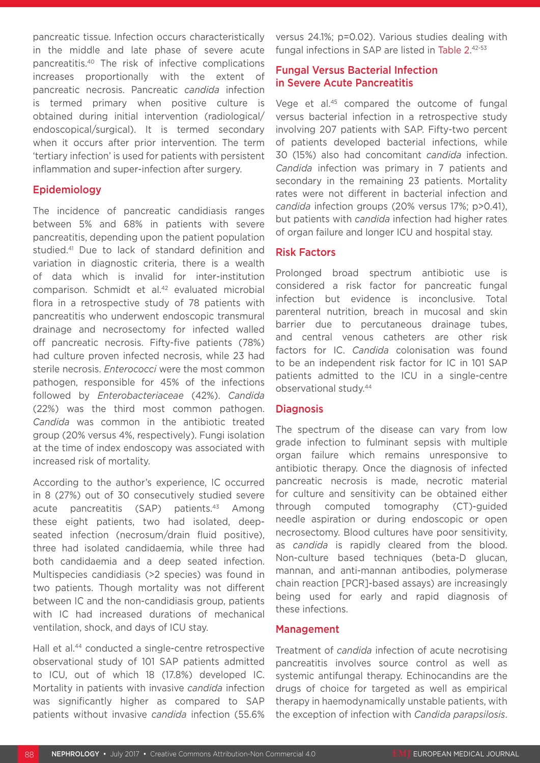pancreatic tissue. Infection occurs characteristically in the middle and late phase of severe acute pancreatitis.[40] The risk of infective complications increases proportionally with the extent of pancreatic necrosis. Pancreatic *candida* infection is termed primary when positive culture is obtained during initial intervention (radiological/endoscopical/surgical). It is termed secondary when it occurs after prior intervention. The term 'tertiary infection' is used for patients with persistent inflammation and super-infection after surgery.

## Epidemiology

The incidence of pancreatic candidiasis ranges between 5% and 68% in patients with severe pancreatitis, depending upon the patient population studied.[41] Due to lack of standard definition and variation in diagnostic criteria, there is a wealth of data which is invalid for inter-institution comparison. Schmidt et al.[42] evaluated microbial flora in a retrospective study of 78 patients with pancreatitis who underwent endoscopic transmural drainage and necrosectomy for infected walled off pancreatic necrosis. Fifty-five patients (78%) had culture proven infected necrosis, while 23 had sterile necrosis. *Enterococci* were the most common pathogen, responsible for 45% of the infections followed by *Enterobacteriaceae* (42%). *Candida* (22%) was the third most common pathogen. *Candida* was common in the antibiotic treated group (20% versus 4%, respectively). Fungi isolation at the time of index endoscopy was associated with increased risk of mortality.

According to the author's experience, IC occurred in 8 (27%) out of 30 consecutively studied severe acute pancreatitis (SAP) patients.[43] Among these eight patients, two had isolated, deep-seated infection (necrosum/drain fluid positive), three had isolated candidaemia, while three had both candidaemia and a deep seated infection. Multispecies candidiasis (>2 species) was found in two patients. Though mortality was not different between IC and the non-candidiasis group, patients with IC had increased durations of mechanical ventilation, shock, and days of ICU stay.

Hall et al.[44] conducted a single-centre retrospective observational study of 101 SAP patients admitted to ICU, out of which 18 (17.8%) developed IC. Mortality in patients with invasive *candida* infection was significantly higher as compared to SAP patients without invasive *candida* infection (55.6% versus 24.1%; p=0.02). Various studies dealing with fungal infections in SAP are listed in Table 2.[42-53]

## Fungal Versus Bacterial Infection in Severe Acute Pancreatitis

Vege et al.[45] compared the outcome of fungal versus bacterial infection in a retrospective study involving 207 patients with SAP. Fifty-two percent of patients developed bacterial infections, while 30 (15%) also had concomitant *candida* infection. *Candida* infection was primary in 7 patients and secondary in the remaining 23 patients. Mortality rates were not different in bacterial infection and *candida* infection groups (20% versus 17%; p>0.41), but patients with *candida* infection had higher rates of organ failure and longer ICU and hospital stay.

## Risk Factors

Prolonged broad spectrum antibiotic use is considered a risk factor for pancreatic fungal infection but evidence is inconclusive. Total parenteral nutrition, breach in mucosal and skin barrier due to percutaneous drainage tubes, and central venous catheters are other risk factors for IC. *Candida* colonisation was found to be an independent risk factor for IC in 101 SAP patients admitted to the ICU in a single-centre observational study.[44]

## Diagnosis

The spectrum of the disease can vary from low grade infection to fulminant sepsis with multiple organ failure which remains unresponsive to antibiotic therapy. Once the diagnosis of infected pancreatic necrosis is made, necrotic material for culture and sensitivity can be obtained either through computed tomography (CT)-guided needle aspiration or during endoscopic or open necrosectomy. Blood cultures have poor sensitivity, as *candida* is rapidly cleared from the blood. Non-culture based techniques (beta-D glucan, mannan, and anti-mannan antibodies, polymerase chain reaction [PCR]-based assays) are increasingly being used for early and rapid diagnosis of these infections.

## Management

Treatment of *candida* infection of acute necrotising pancreatitis involves source control as well as systemic antifungal therapy. Echinocandins are the drugs of choice for targeted as well as empirical therapy in haemodynamically unstable patients, with the exception of infection with *Candida parapsilosis*.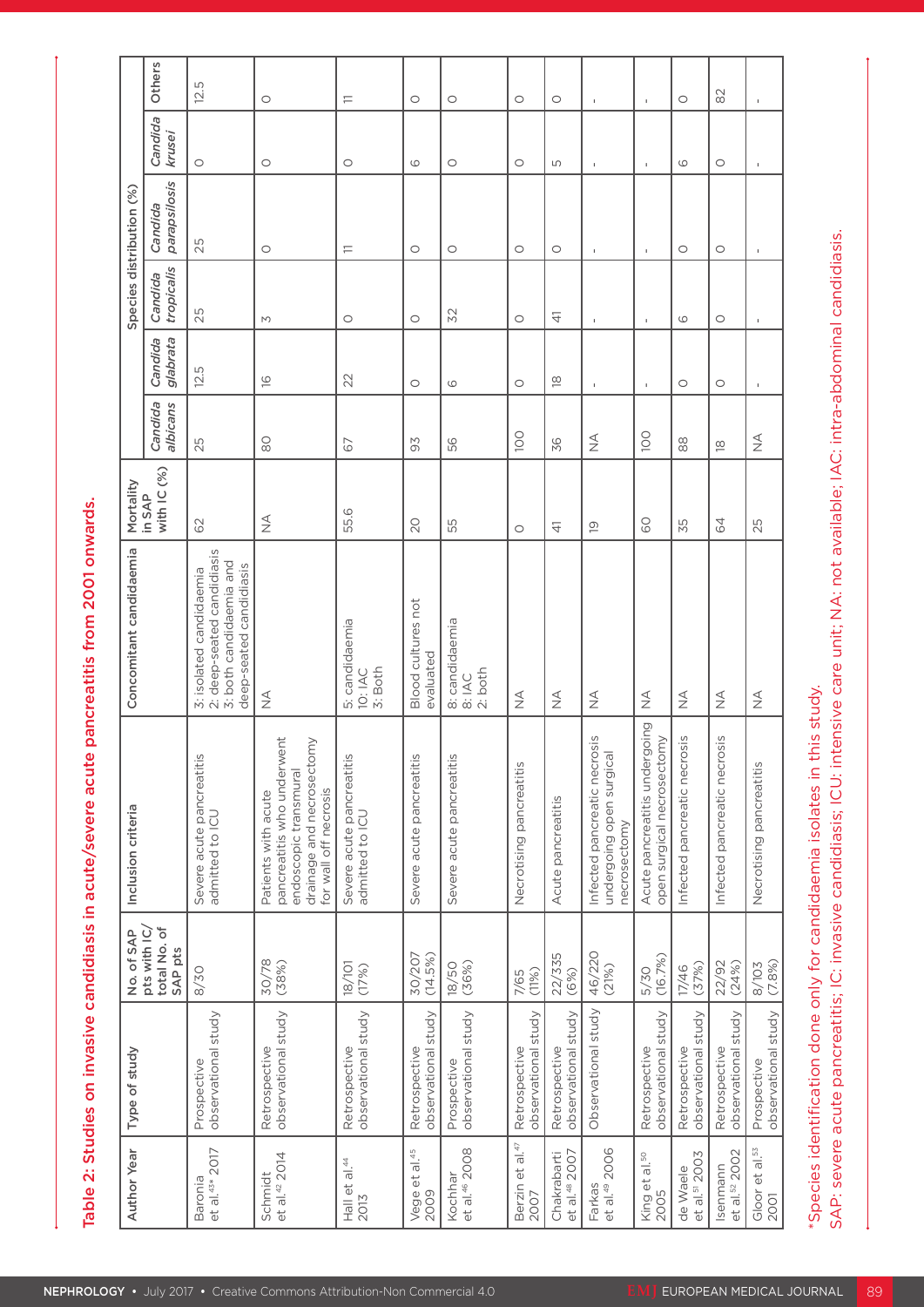Table 2: Studies on invasive candidiasis in acute/severe acute pancreatitis from 2001 onwards.

| Author Year | Type of study | No. of SAP pts with IC/ total No. of SAP pts | Inclusion criteria | Concomitant candidaemia | Mortality in SAP with IC (%) | Species distribution (%) | | | | | |
|---|---|---|---|---|---|---|---|---|---|---|---|
| | | | | | | *Candida albicans* | *Candida glabrata* | *Candida tropicalis* | *Candida parapsilosis* | *Candida krusei* | Others |
| Baronia et al.[43]* 2017 | Prospective observational study | 8/30 | Severe acute pancreatitis admitted to ICU | 3: isolated candidaemia<br>2: deep-seated candidiasis<br>3: both candidaemia and deep-seated candidiasis | 62 | 25 | 12.5 | 25 | 25 | 0 | 12.5 |
| Schmidt et al.[42] 2014 | Retrospective observational study | 30/78 (38%) | Patients with acute pancreatitis who underwent endoscopic transmural drainage and necrosectomy for wall off necrosis | NA | NA | 80 | 16 | 3 | 0 | 0 | 0 |
| Hall et al.[44] 2013 | Retrospective observational study | 18/101 (17%) | Severe acute pancreatitis admitted to ICU | 5: candidaemia<br>10: IAC<br>3: Both | 55.6 | 67 | 22 | 0 | 11 | 0 | 11 |
| Vege et al.[45] 2009 | Retrospective observational study | 30/207 (14.5%) | Severe acute pancreatitis | Blood cultures not evaluated | 20 | 93 | 0 | 0 | 0 | 6 | 0 |
| Kochhar et al.[46] 2008 | Prospective observational study | 18/50 (36%) | Severe acute pancreatitis | 8: candidaemia<br>8: IAC<br>2: both | 55 | 56 | 6 | 32 | 0 | 0 | 0 |
| Berzin et al.[47] 2007 | Retrospective observational study | 7/65 (11%) | Necrotising pancreatitis | NA | 0 | 100 | 0 | 0 | 0 | 0 | 0 |
| Chakrabarti et al.[48] 2007 | Retrospective observational study | 22/335 (6%) | Acute pancreatitis | NA | 41 | 36 | 18 | 41 | 0 | 5 | 0 |
| Farkas et al.[49] 2006 | Observational study | 46/220 (21%) | Infected pancreatic necrosis undergoing open surgical necrosectomy | NA | 19 | NA | - | - | - | - | - |
| King et al.[50] 2005 | Retrospective observational study | 5/30 (16.7%) | Acute pancreatitis undergoing open surgical necrosectomy | NA | 60 | 100 | - | - | - | - | - |
| de Waele et al.[51] 2003 | Retrospective observational study | 17/46 (37%) | Infected pancreatic necrosis | NA | 35 | 88 | 0 | 6 | 0 | 6 | 0 |
| Isenmann et al.[52] 2002 | Retrospective observational study | 22/92 (24%) | Infected pancreatic necrosis | NA | 64 | 18 | 0 | 0 | 0 | 0 | 82 |
| Gloor et al.[53] 2001 | Prospective observational study | 8/103 (7.8%) | Necrotising pancreatitis | NA | 25 | NA | - | - | - | - | - |

*Species identification done only for candidaemia isolates in this study.
SAP: severe acute pancreatitis; IC: invasive candidiasis; ICU: intensive care unit; NA: not available; IAC: intra-abdominal candidiasis.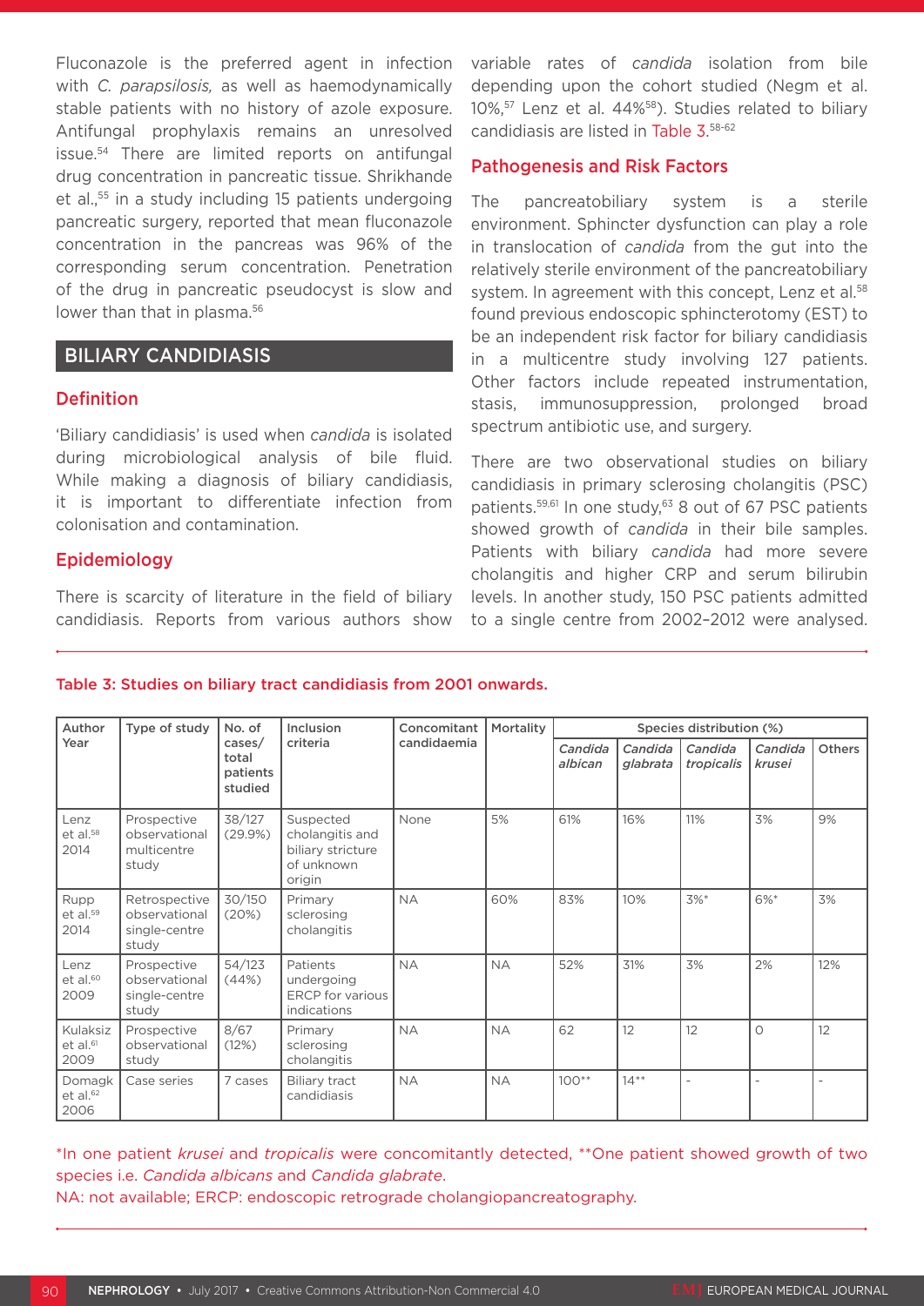Fluconazole is the preferred agent in infection with *C. parapsilosis,* as well as haemodynamically stable patients with no history of azole exposure. Antifungal prophylaxis remains an unresolved issue.[54] There are limited reports on antifungal drug concentration in pancreatic tissue. Shrikhande et al.,[55] in a study including 15 patients undergoing pancreatic surgery, reported that mean fluconazole concentration in the pancreas was 96% of the corresponding serum concentration. Penetration of the drug in pancreatic pseudocyst is slow and lower than that in plasma.[56]

## BILIARY CANDIDIASIS

### Definition

'Biliary candidiasis' is used when *candida* is isolated during microbiological analysis of bile fluid. While making a diagnosis of biliary candidiasis, it is important to differentiate infection from colonisation and contamination.

### Epidemiology

There is scarcity of literature in the field of biliary candidiasis. Reports from various authors show variable rates of *candida* isolation from bile depending upon the cohort studied (Negm et al. 10%,[57] Lenz et al. 44%[58]). Studies related to biliary candidiasis are listed in Table 3.[58-62]

### Pathogenesis and Risk Factors

The pancreatobiliary system is a sterile environment. Sphincter dysfunction can play a role in translocation of *candida* from the gut into the relatively sterile environment of the pancreatobiliary system. In agreement with this concept, Lenz et al.[58] found previous endoscopic sphincterotomy (EST) to be an independent risk factor for biliary candidiasis in a multicentre study involving 127 patients. Other factors include repeated instrumentation, stasis, immunosuppression, prolonged broad spectrum antibiotic use, and surgery.

There are two observational studies on biliary candidiasis in primary sclerosing cholangitis (PSC) patients.[59,61] In one study,[63] 8 out of 67 PSC patients showed growth of *candida* in their bile samples. Patients with biliary *candida* had more severe cholangitis and higher CRP and serum bilirubin levels. In another study, 150 PSC patients admitted to a single centre from 2002–2012 were analysed.

Table 3: Studies on biliary tract candidiasis from 2001 onwards.

| Author Year | Type of study | No. of cases/ total patients studied | Inclusion criteria | Concomitant candidaemia | Mortality | Species distribution (%) | | | | |
|---|---|---|---|---|---|---|---|---|---|---|
| | | | | | | *Candida albican* | *Candida glabrata* | *Candida tropicalis* | *Candida krusei* | Others |
| Lenz et al.[58] 2014 | Prospective observational multicentre study | 38/127 (29.9%) | Suspected cholangitis and biliary stricture of unknown origin | None | 5% | 61% | 16% | 11% | 3% | 9% |
| Rupp et al.[59] 2014 | Retrospective observational single-centre study | 30/150 (20%) | Primary sclerosing cholangitis | NA | 60% | 83% | 10% | 3%* | 6%* | 3% |
| Lenz et al.[60] 2009 | Prospective observational single-centre study | 54/123 (44%) | Patients undergoing ERCP for various indications | NA | NA | 52% | 31% | 3% | 2% | 12% |
| Kulaksiz et al.[61] 2009 | Prospective observational study | 8/67 (12%) | Primary sclerosing cholangitis | NA | NA | 62 | 12 | 12 | 0 | 12 |
| Domagk et al.[62] 2006 | Case series | 7 cases | Biliary tract candidiasis | NA | NA | 100** | 14** | - | - | - |

*In one patient *krusei* and *tropicalis* were concomitantly detected, **One patient showed growth of two species i.e. *Candida albicans* and *Candida glabrate*.
NA: not available; ERCP: endoscopic retrograde cholangiopancreatography.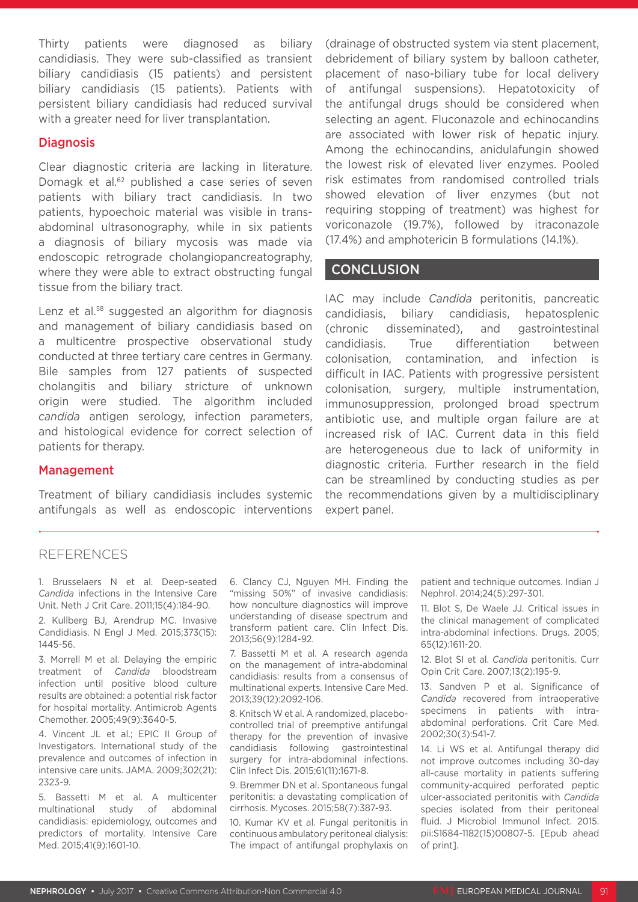Thirty patients were diagnosed as biliary candidiasis. They were sub-classified as transient biliary candidiasis (15 patients) and persistent biliary candidiasis (15 patients). Patients with persistent biliary candidiasis had reduced survival with a greater need for liver transplantation.

### Diagnosis

Clear diagnostic criteria are lacking in literature. Domagk et al.[62] published a case series of seven patients with biliary tract candidiasis. In two patients, hypoechoic material was visible in trans-abdominal ultrasonography, while in six patients a diagnosis of biliary mycosis was made via endoscopic retrograde cholangiopancreatography, where they were able to extract obstructing fungal tissue from the biliary tract.

Lenz et al.[58] suggested an algorithm for diagnosis and management of biliary candidiasis based on a multicentre prospective observational study conducted at three tertiary care centres in Germany. Bile samples from 127 patients of suspected cholangitis and biliary stricture of unknown origin were studied. The algorithm included *candida* antigen serology, infection parameters, and histological evidence for correct selection of patients for therapy.

### Management

Treatment of biliary candidiasis includes systemic antifungals as well as endoscopic interventions (drainage of obstructed system via stent placement, debridement of biliary system by balloon catheter, placement of naso-biliary tube for local delivery of antifungal suspensions). Hepatotoxicity of the antifungal drugs should be considered when selecting an agent. Fluconazole and echinocandins are associated with lower risk of hepatic injury. Among the echinocandins, anidulafungin showed the lowest risk of elevated liver enzymes. Pooled risk estimates from randomised controlled trials showed elevation of liver enzymes (but not requiring stopping of treatment) was highest for voriconazole (19.7%), followed by itraconazole (17.4%) and amphotericin B formulations (14.1%).

## CONCLUSION

IAC may include *Candida* peritonitis, pancreatic candidiasis, biliary candidiasis, hepatosplenic (chronic disseminated), and gastrointestinal candidiasis. True differentiation between colonisation, contamination, and infection is difficult in IAC. Patients with progressive persistent colonisation, surgery, multiple instrumentation, immunosuppression, prolonged broad spectrum antibiotic use, and multiple organ failure are at increased risk of IAC. Current data in this field are heterogeneous due to lack of uniformity in diagnostic criteria. Further research in the field can be streamlined by conducting studies as per the recommendations given by a multidisciplinary expert panel.

## REFERENCES

1. Brusselaers N et al. Deep-seated *Candida* infections in the Intensive Care Unit. Neth J Crit Care. 2011;15(4):184-90.
2. Kullberg BJ, Arendrup MC. Invasive Candidiasis. N Engl J Med. 2015;373(15):1445-56.
3. Morrell M et al. Delaying the empiric treatment of *Candida* bloodstream infection until positive blood culture results are obtained: a potential risk factor for hospital mortality. Antimicrob Agents Chemother. 2005;49(9):3640-5.
4. Vincent JL et al.; EPIC II Group of Investigators. International study of the prevalence and outcomes of infection in intensive care units. JAMA. 2009;302(21):2323-9.
5. Bassetti M et al. A multicenter multinational study of abdominal candidiasis: epidemiology, outcomes and predictors of mortality. Intensive Care Med. 2015;41(9):1601-10.
6. Clancy CJ, Nguyen MH. Finding the "missing 50%" of invasive candidiasis: how nonculture diagnostics will improve understanding of disease spectrum and transform patient care. Clin Infect Dis. 2013;56(9):1284-92.
7. Bassetti M et al. A research agenda on the management of intra-abdominal candidiasis: results from a consensus of multinational experts. Intensive Care Med. 2013;39(12):2092-106.
8. Knitsch W et al. A randomized, placebo-controlled trial of preemptive antifungal therapy for the prevention of invasive candidiasis following gastrointestinal surgery for intra-abdominal infections. Clin Infect Dis. 2015;61(11):1671-8.
9. Bremmer DN et al. Spontaneous fungal peritonitis: a devastating complication of cirrhosis. Mycoses. 2015;58(7):387-93.
10. Kumar KV et al. Fungal peritonitis in continuous ambulatory peritoneal dialysis: The impact of antifungal prophylaxis on patient and technique outcomes. Indian J Nephrol. 2014;24(5):297-301.
11. Blot S, De Waele JJ. Critical issues in the clinical management of complicated intra-abdominal infections. Drugs. 2005;65(12):1611-20.
12. Blot SI et al. *Candida* peritonitis. Curr Opin Crit Care. 2007;13(2):195-9.
13. Sandven P et al. Significance of *Candida* recovered from intraoperative specimens in patients with intra-abdominal perforations. Crit Care Med. 2002;30(3):541-7.
14. Li WS et al. Antifungal therapy did not improve outcomes including 30-day all-cause mortality in patients suffering community-acquired perforated peptic ulcer-associated peritonitis with *Candida* species isolated from their peritoneal fluid. J Microbiol Immunol Infect. 2015. pii:S1684-1182(15)00807-5. [Epub ahead of print].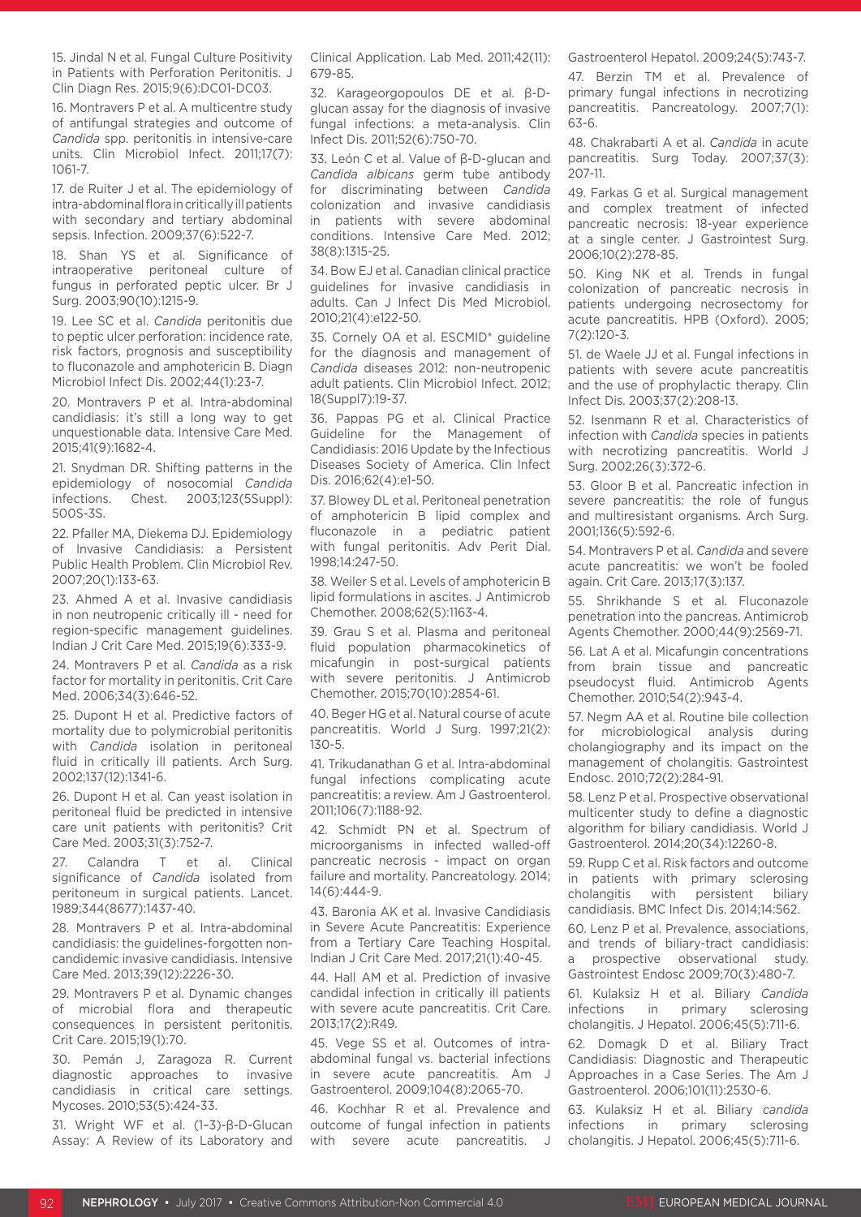15. Jindal N et al. Fungal Culture Positivity in Patients with Perforation Peritonitis. J Clin Diagn Res. 2015;9(6):DC01-DC03.

16. Montravers P et al. A multicentre study of antifungal strategies and outcome of *Candida* spp. peritonitis in intensive-care units. Clin Microbiol Infect. 2011;17(7):1061-7.

17. de Ruiter J et al. The epidemiology of intra-abdominal flora in critically ill patients with secondary and tertiary abdominal sepsis. Infection. 2009;37(6):522-7.

18. Shan YS et al. Significance of intraoperative peritoneal culture of fungus in perforated peptic ulcer. Br J Surg. 2003;90(10):1215-9.

19. Lee SC et al. *Candida* peritonitis due to peptic ulcer perforation: incidence rate, risk factors, prognosis and susceptibility to fluconazole and amphotericin B. Diagn Microbiol Infect Dis. 2002;44(1):23-7.

20. Montravers P et al. Intra-abdominal candidiasis: it's still a long way to get unquestionable data. Intensive Care Med. 2015;41(9):1682-4.

21. Snydman DR. Shifting patterns in the epidemiology of nosocomial *Candida* infections. Chest. 2003;123(5Suppl):500S-3S.

22. Pfaller MA, Diekema DJ. Epidemiology of Invasive Candidiasis: a Persistent Public Health Problem. Clin Microbiol Rev. 2007;20(1):133-63.

23. Ahmed A et al. Invasive candidiasis in non neutropenic critically ill - need for region-specific management guidelines. Indian J Crit Care Med. 2015;19(6):333-9.

24. Montravers P et al. *Candida* as a risk factor for mortality in peritonitis. Crit Care Med. 2006;34(3):646-52.

25. Dupont H et al. Predictive factors of mortality due to polymicrobial peritonitis with *Candida* isolation in peritoneal fluid in critically ill patients. Arch Surg. 2002;137(12):1341-6.

26. Dupont H et al. Can yeast isolation in peritoneal fluid be predicted in intensive care unit patients with peritonitis? Crit Care Med. 2003;31(3):752-7.

27. Calandra T et al. Clinical significance of *Candida* isolated from peritoneum in surgical patients. Lancet. 1989;344(8677):1437-40.

28. Montravers P et al. Intra-abdominal candidiasis: the guidelines-forgotten non-candidemic invasive candidiasis. Intensive Care Med. 2013;39(12):2226-30.

29. Montravers P et al. Dynamic changes of microbial flora and therapeutic consequences in persistent peritonitis. Crit Care. 2015;19(1):70.

30. Pemán J, Zaragoza R. Current diagnostic approaches to invasive candidiasis in critical care settings. Mycoses. 2010;53(5):424-33.

31. Wright WF et al. (1–3)-β-D-Glucan Assay: A Review of its Laboratory and Clinical Application. Lab Med. 2011;42(11):679-85.

32. Karageorgopoulos DE et al. β-D-glucan assay for the diagnosis of invasive fungal infections: a meta-analysis. Clin Infect Dis. 2011;52(6):750-70.

33. León C et al. Value of β-D-glucan and *Candida albicans* germ tube antibody for discriminating between *Candida* colonization and invasive candidiasis in patients with severe abdominal conditions. Intensive Care Med. 2012;38(8):1315-25.

34. Bow EJ et al. Canadian clinical practice guidelines for invasive candidiasis in adults. Can J Infect Dis Med Microbiol. 2010;21(4):e122-50.

35. Cornely OA et al. ESCMID* guideline for the diagnosis and management of *Candida* diseases 2012: non-neutropenic adult patients. Clin Microbiol Infect. 2012;18(Suppl7):19-37.

36. Pappas PG et al. Clinical Practice Guideline for the Management of Candidiasis: 2016 Update by the Infectious Diseases Society of America. Clin Infect Dis. 2016;62(4):e1-50.

37. Blowey DL et al. Peritoneal penetration of amphotericin B lipid complex and fluconazole in a pediatric patient with fungal peritonitis. Adv Perit Dial. 1998;14:247-50.

38. Weiler S et al. Levels of amphotericin B lipid formulations in ascites. J Antimicrob Chemother. 2008;62(5):1163-4.

39. Grau S et al. Plasma and peritoneal fluid population pharmacokinetics of micafungin in post-surgical patients with severe peritonitis. J Antimicrob Chemother. 2015;70(10):2854-61.

40. Beger HG et al. Natural course of acute pancreatitis. World J Surg. 1997;21(2):130-5.

41. Trikudanathan G et al. Intra-abdominal fungal infections complicating acute pancreatitis: a review. Am J Gastroenterol. 2011;106(7):1188-92.

42. Schmidt PN et al. Spectrum of microorganisms in infected walled-off pancreatic necrosis - impact on organ failure and mortality. Pancreatology. 2014;14(6):444-9.

43. Baronia AK et al. Invasive Candidiasis in Severe Acute Pancreatitis: Experience from a Tertiary Care Teaching Hospital. Indian J Crit Care Med. 2017;21(1):40-45.

44. Hall AM et al. Prediction of invasive candidal infection in critically ill patients with severe acute pancreatitis. Crit Care. 2013;17(2):R49.

45. Vege SS et al. Outcomes of intra-abdominal fungal vs. bacterial infections in severe acute pancreatitis. Am J Gastroenterol. 2009;104(8):2065-70.

46. Kochhar R et al. Prevalence and outcome of fungal infection in patients with severe acute pancreatitis. J Gastroenterol Hepatol. 2009;24(5):743-7.

47. Berzin TM et al. Prevalence of primary fungal infections in necrotizing pancreatitis. Pancreatology. 2007;7(1):63-6.

48. Chakrabarti A et al. *Candida* in acute pancreatitis. Surg Today. 2007;37(3):207-11.

49. Farkas G et al. Surgical management and complex treatment of infected pancreatic necrosis: 18-year experience at a single center. J Gastrointest Surg. 2006;10(2):278-85.

50. King NK et al. Trends in fungal colonization of pancreatic necrosis in patients undergoing necrosectomy for acute pancreatitis. HPB (Oxford). 2005;7(2):120-3.

51. de Waele JJ et al. Fungal infections in patients with severe acute pancreatitis and the use of prophylactic therapy. Clin Infect Dis. 2003;37(2):208-13.

52. Isenmann R et al. Characteristics of infection with *Candida* species in patients with necrotizing pancreatitis. World J Surg. 2002;26(3):372-6.

53. Gloor B et al. Pancreatic infection in severe pancreatitis: the role of fungus and multiresistant organisms. Arch Surg. 2001;136(5):592-6.

54. Montravers P et al. *Candida* and severe acute pancreatitis: we won't be fooled again. Crit Care. 2013;17(3):137.

55. Shrikhande S et al. Fluconazole penetration into the pancreas. Antimicrob Agents Chemother. 2000;44(9):2569-71.

56. Lat A et al. Micafungin concentrations from brain tissue and pancreatic pseudocyst fluid. Antimicrob Agents Chemother. 2010;54(2):943-4.

57. Negm AA et al. Routine bile collection for microbiological analysis during cholangiography and its impact on the management of cholangitis. Gastrointest Endosc. 2010;72(2):284-91.

58. Lenz P et al. Prospective observational multicenter study to define a diagnostic algorithm for biliary candidiasis. World J Gastroenterol. 2014;20(34):12260-8.

59. Rupp C et al. Risk factors and outcome in patients with primary sclerosing cholangitis with persistent biliary candidiasis. BMC Infect Dis. 2014;14:562.

60. Lenz P et al. Prevalence, associations, and trends of biliary-tract candidiasis: a prospective observational study. Gastrointest Endosc 2009;70(3):480-7.

61. Kulaksiz H et al. Biliary *Candida* infections in primary sclerosing cholangitis. J Hepatol. 2006;45(5):711-6.

62. Domagk D et al. Biliary Tract Candidiasis: Diagnostic and Therapeutic Approaches in a Case Series. The Am J Gastroenterol. 2006;101(11):2530-6.

63. Kulaksiz H et al. Biliary *candida* infections in primary sclerosing cholangitis. J Hepatol. 2006;45(5):711-6.